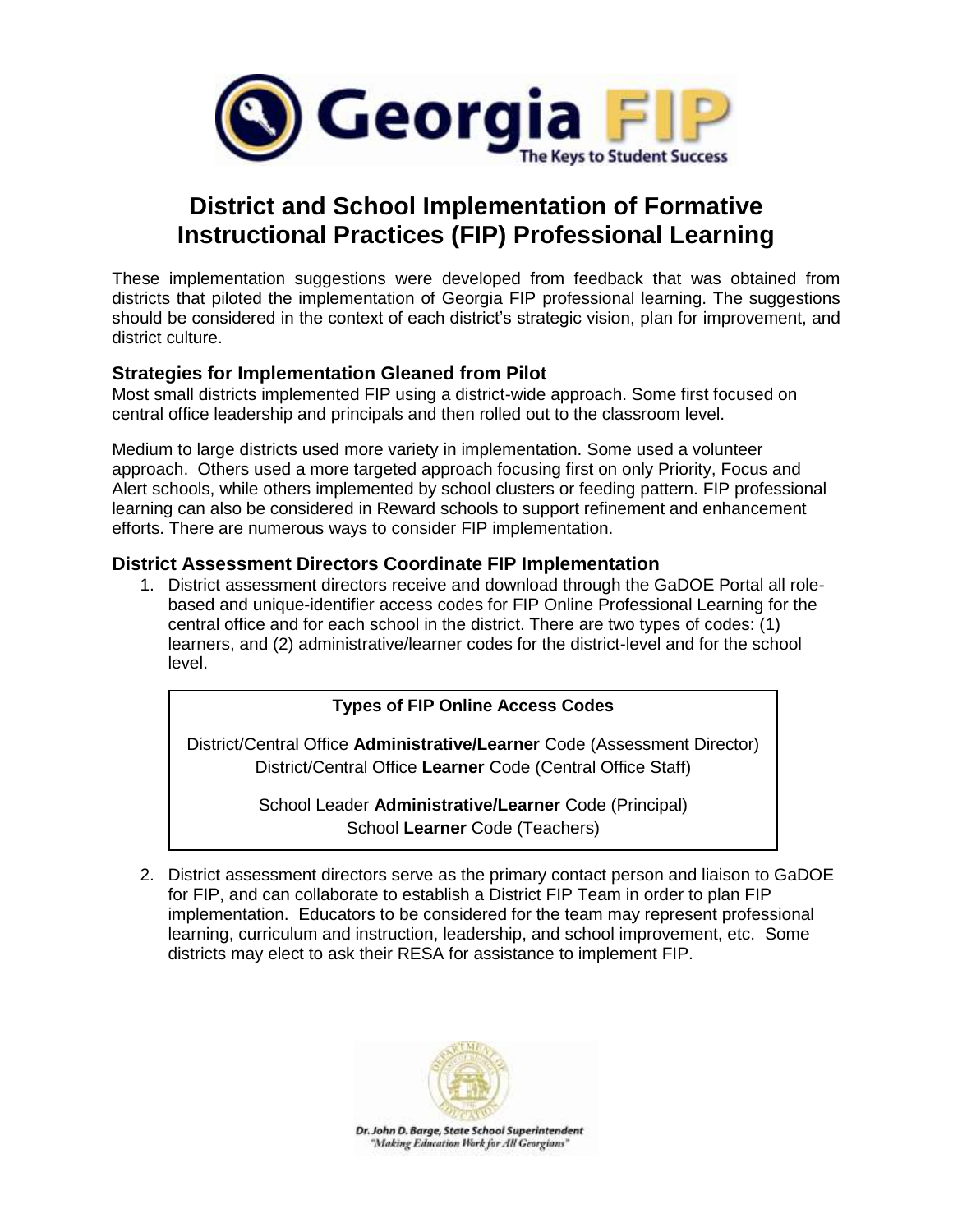# District and School Implementation of Formative Instructional Practices (FIP) Professional Learning

These implementation suggestions were developed from feedback that was obtained from districts that piloted the implementation of Georgia FIP professional learning. The suggestions should be considered in the context of each district's strategic vision, plan for improvement, and district culture.

### Strategies for Implementation Gleaned from Pilot

Most small districts implemented FIP using a district-wide approach. Some first focused on central office leadership and principals and then rolled out to the classroom level.

Medium to large districts used more variety in implementation. Some used a volunteer approach. Others used a more targeted approach focusing first on only Priority, Focus and Alert schools, while others implemented by school clusters or feeding pattern. FIP professional learning can also be considered in Reward schools to support refinement and enhancement efforts. There are numerous ways to consider FIP implementation.

### District Assessment Directors Coordinate FIP Implementation

1. District assessment directors receive and download through the GaDOE Portal all role-based and unique-identifier access codes for FIP Online Professional Learning for the central office and for each school in the district. There are two types of codes: (1) learners, and (2) administrative/learner codes for the district-level and for the school level.

| Types of FIP Online Access Codes |
| --- |
| District/Central Office **Administrative/Learner** Code (Assessment Director) |
| District/Central Office **Learner** Code (Central Office Staff) |
| School Leader **Administrative/Learner** Code (Principal) |
| School **Learner** Code (Teachers) |

2. District assessment directors serve as the primary contact person and liaison to GaDOE for FIP, and can collaborate to establish a District FIP Team in order to plan FIP implementation. Educators to be considered for the team may represent professional learning, curriculum and instruction, leadership, and school improvement, etc. Some districts may elect to ask their RESA for assistance to implement FIP.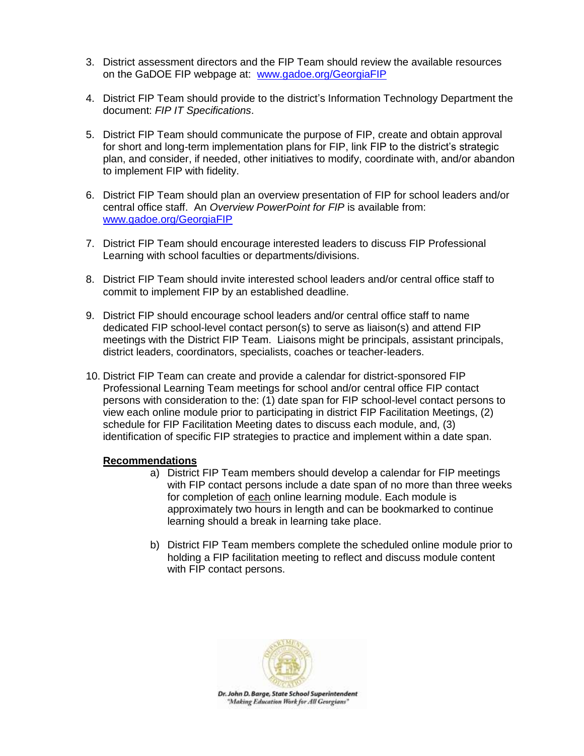3. District assessment directors and the FIP Team should review the available resources on the GaDOE FIP webpage at: [www.gadoe.org/GeorgiaFIP](http://www.gadoe.org/GeorgiaFIP)

4. District FIP Team should provide to the district's Information Technology Department the document: *FIP IT Specifications*.

5. District FIP Team should communicate the purpose of FIP, create and obtain approval for short and long-term implementation plans for FIP, link FIP to the district's strategic plan, and consider, if needed, other initiatives to modify, coordinate with, and/or abandon to implement FIP with fidelity.

6. District FIP Team should plan an overview presentation of FIP for school leaders and/or central office staff. An *Overview PowerPoint for FIP* is available from: [www.gadoe.org/GeorgiaFIP](http://www.gadoe.org/GeorgiaFIP)

7. District FIP Team should encourage interested leaders to discuss FIP Professional Learning with school faculties or departments/divisions.

8. District FIP Team should invite interested school leaders and/or central office staff to commit to implement FIP by an established deadline.

9. District FIP should encourage school leaders and/or central office staff to name dedicated FIP school-level contact person(s) to serve as liaison(s) and attend FIP meetings with the District FIP Team. Liaisons might be principals, assistant principals, district leaders, coordinators, specialists, coaches or teacher-leaders.

10. District FIP Team can create and provide a calendar for district-sponsored FIP Professional Learning Team meetings for school and/or central office FIP contact persons with consideration to the: (1) date span for FIP school-level contact persons to view each online module prior to participating in district FIP Facilitation Meetings, (2) schedule for FIP Facilitation Meeting dates to discuss each module, and, (3) identification of specific FIP strategies to practice and implement within a date span.

    **Recommendations**

    a) District FIP Team members should develop a calendar for FIP meetings with FIP contact persons include a date span of no more than three weeks for completion of each online learning module. Each module is approximately two hours in length and can be bookmarked to continue learning should a break in learning take place.

    b) District FIP Team members complete the scheduled online module prior to holding a FIP facilitation meeting to reflect and discuss module content with FIP contact persons.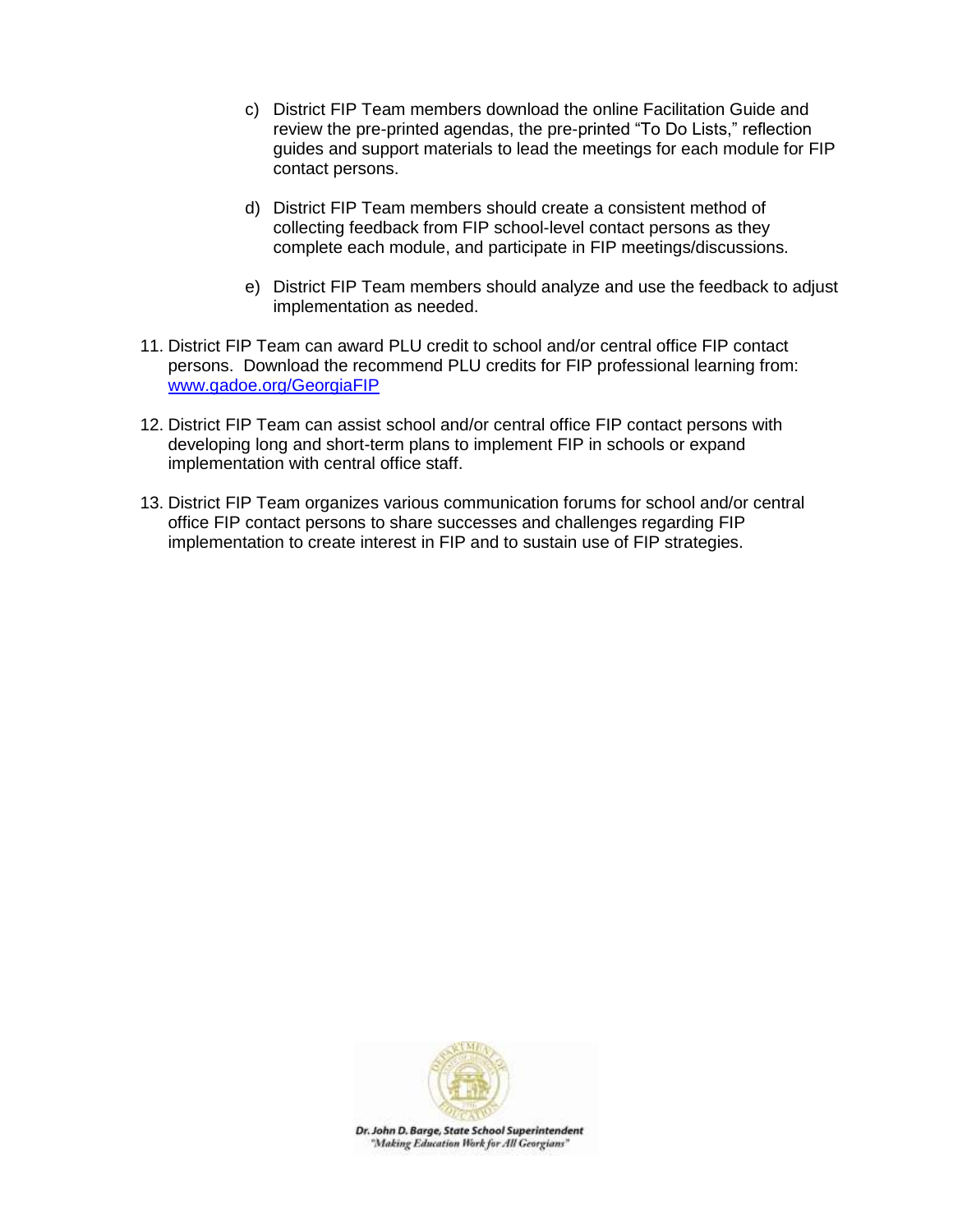c) District FIP Team members download the online Facilitation Guide and review the pre-printed agendas, the pre-printed "To Do Lists," reflection guides and support materials to lead the meetings for each module for FIP contact persons.

d) District FIP Team members should create a consistent method of collecting feedback from FIP school-level contact persons as they complete each module, and participate in FIP meetings/discussions.

e) District FIP Team members should analyze and use the feedback to adjust implementation as needed.

11. District FIP Team can award PLU credit to school and/or central office FIP contact persons. Download the recommend PLU credits for FIP professional learning from: [www.gadoe.org/GeorgiaFIP](http://www.gadoe.org/GeorgiaFIP)

12. District FIP Team can assist school and/or central office FIP contact persons with developing long and short-term plans to implement FIP in schools or expand implementation with central office staff.

13. District FIP Team organizes various communication forums for school and/or central office FIP contact persons to share successes and challenges regarding FIP implementation to create interest in FIP and to sustain use of FIP strategies.